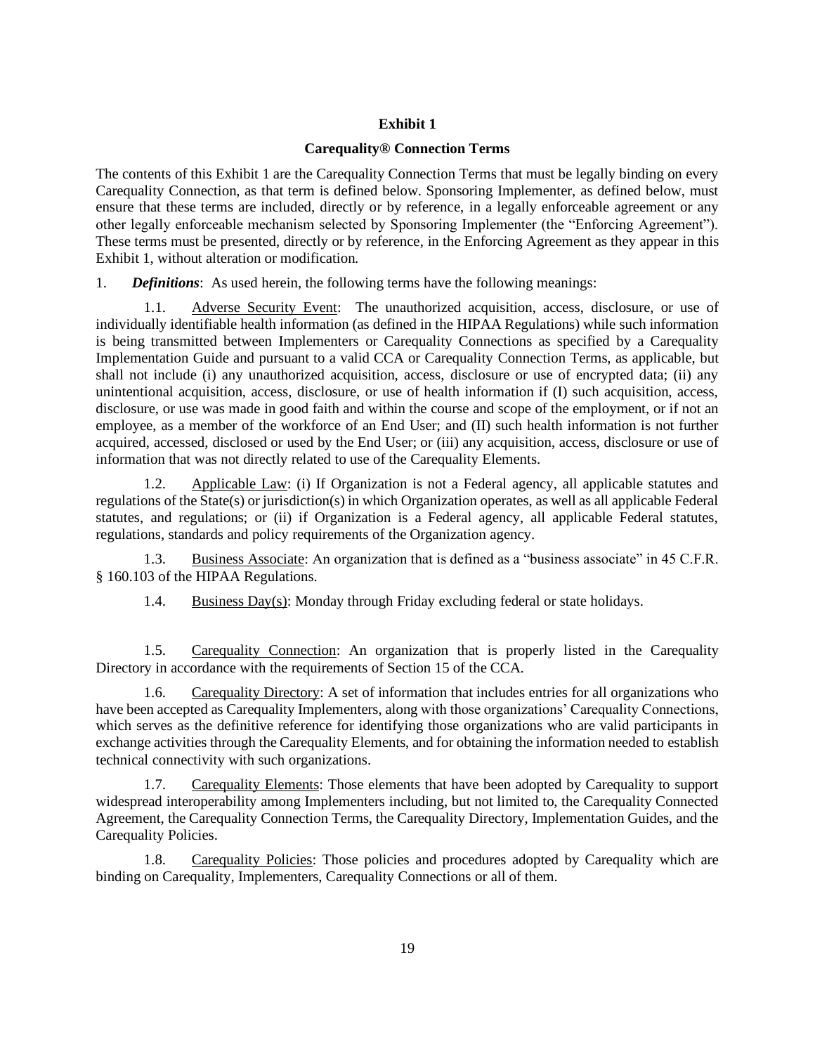**Exhibit 1**

**Carequality® Connection Terms**

The contents of this Exhibit 1 are the Carequality Connection Terms that must be legally binding on every Carequality Connection, as that term is defined below. Sponsoring Implementer, as defined below, must ensure that these terms are included, directly or by reference, in a legally enforceable agreement or any other legally enforceable mechanism selected by Sponsoring Implementer (the "Enforcing Agreement"). These terms must be presented, directly or by reference, in the Enforcing Agreement as they appear in this Exhibit 1, without alteration or modification.

1. ***Definitions***: As used herein, the following terms have the following meanings:

1.1. Adverse Security Event: The unauthorized acquisition, access, disclosure, or use of individually identifiable health information (as defined in the HIPAA Regulations) while such information is being transmitted between Implementers or Carequality Connections as specified by a Carequality Implementation Guide and pursuant to a valid CCA or Carequality Connection Terms, as applicable, but shall not include (i) any unauthorized acquisition, access, disclosure or use of encrypted data; (ii) any unintentional acquisition, access, disclosure, or use of health information if (I) such acquisition, access, disclosure, or use was made in good faith and within the course and scope of the employment, or if not an employee, as a member of the workforce of an End User; and (II) such health information is not further acquired, accessed, disclosed or used by the End User; or (iii) any acquisition, access, disclosure or use of information that was not directly related to use of the Carequality Elements.

1.2. Applicable Law: (i) If Organization is not a Federal agency, all applicable statutes and regulations of the State(s) or jurisdiction(s) in which Organization operates, as well as all applicable Federal statutes, and regulations; or (ii) if Organization is a Federal agency, all applicable Federal statutes, regulations, standards and policy requirements of the Organization agency.

1.3. Business Associate: An organization that is defined as a "business associate" in 45 C.F.R. § 160.103 of the HIPAA Regulations.

1.4. Business Day(s): Monday through Friday excluding federal or state holidays.

1.5. Carequality Connection: An organization that is properly listed in the Carequality Directory in accordance with the requirements of Section 15 of the CCA.

1.6. Carequality Directory: A set of information that includes entries for all organizations who have been accepted as Carequality Implementers, along with those organizations' Carequality Connections, which serves as the definitive reference for identifying those organizations who are valid participants in exchange activities through the Carequality Elements, and for obtaining the information needed to establish technical connectivity with such organizations.

1.7. Carequality Elements: Those elements that have been adopted by Carequality to support widespread interoperability among Implementers including, but not limited to, the Carequality Connected Agreement, the Carequality Connection Terms, the Carequality Directory, Implementation Guides, and the Carequality Policies.

1.8. Carequality Policies: Those policies and procedures adopted by Carequality which are binding on Carequality, Implementers, Carequality Connections or all of them.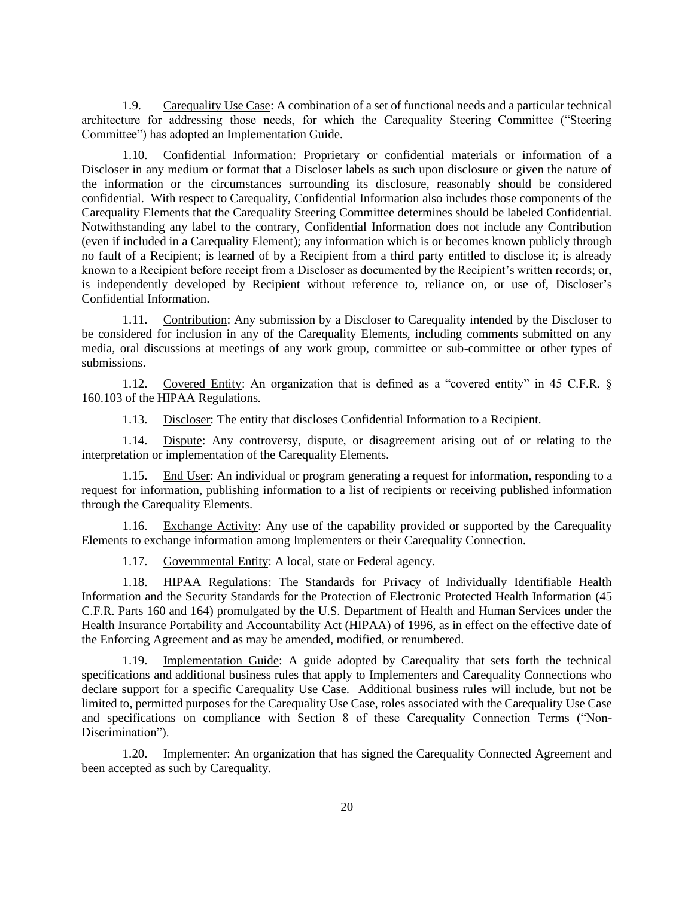1.9. Carequality Use Case: A combination of a set of functional needs and a particular technical architecture for addressing those needs, for which the Carequality Steering Committee ("Steering Committee") has adopted an Implementation Guide.

1.10. Confidential Information: Proprietary or confidential materials or information of a Discloser in any medium or format that a Discloser labels as such upon disclosure or given the nature of the information or the circumstances surrounding its disclosure, reasonably should be considered confidential. With respect to Carequality, Confidential Information also includes those components of the Carequality Elements that the Carequality Steering Committee determines should be labeled Confidential. Notwithstanding any label to the contrary, Confidential Information does not include any Contribution (even if included in a Carequality Element); any information which is or becomes known publicly through no fault of a Recipient; is learned of by a Recipient from a third party entitled to disclose it; is already known to a Recipient before receipt from a Discloser as documented by the Recipient's written records; or, is independently developed by Recipient without reference to, reliance on, or use of, Discloser's Confidential Information.

1.11. Contribution: Any submission by a Discloser to Carequality intended by the Discloser to be considered for inclusion in any of the Carequality Elements, including comments submitted on any media, oral discussions at meetings of any work group, committee or sub-committee or other types of submissions.

1.12. Covered Entity: An organization that is defined as a "covered entity" in 45 C.F.R. § 160.103 of the HIPAA Regulations.

1.13. Discloser: The entity that discloses Confidential Information to a Recipient.

1.14. Dispute: Any controversy, dispute, or disagreement arising out of or relating to the interpretation or implementation of the Carequality Elements.

1.15. End User: An individual or program generating a request for information, responding to a request for information, publishing information to a list of recipients or receiving published information through the Carequality Elements.

1.16. Exchange Activity: Any use of the capability provided or supported by the Carequality Elements to exchange information among Implementers or their Carequality Connection.

1.17. Governmental Entity: A local, state or Federal agency.

1.18. HIPAA Regulations: The Standards for Privacy of Individually Identifiable Health Information and the Security Standards for the Protection of Electronic Protected Health Information (45 C.F.R. Parts 160 and 164) promulgated by the U.S. Department of Health and Human Services under the Health Insurance Portability and Accountability Act (HIPAA) of 1996, as in effect on the effective date of the Enforcing Agreement and as may be amended, modified, or renumbered.

1.19. Implementation Guide: A guide adopted by Carequality that sets forth the technical specifications and additional business rules that apply to Implementers and Carequality Connections who declare support for a specific Carequality Use Case. Additional business rules will include, but not be limited to, permitted purposes for the Carequality Use Case, roles associated with the Carequality Use Case and specifications on compliance with Section 8 of these Carequality Connection Terms ("Non-Discrimination").

1.20. Implementer: An organization that has signed the Carequality Connected Agreement and been accepted as such by Carequality.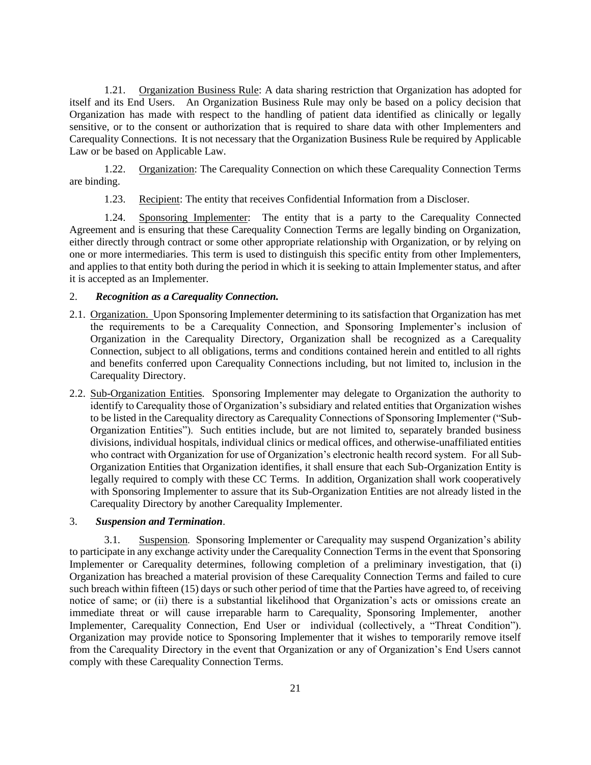1.21. Organization Business Rule: A data sharing restriction that Organization has adopted for itself and its End Users. An Organization Business Rule may only be based on a policy decision that Organization has made with respect to the handling of patient data identified as clinically or legally sensitive, or to the consent or authorization that is required to share data with other Implementers and Carequality Connections. It is not necessary that the Organization Business Rule be required by Applicable Law or be based on Applicable Law.

1.22. Organization: The Carequality Connection on which these Carequality Connection Terms are binding.

1.23. Recipient: The entity that receives Confidential Information from a Discloser.

1.24. Sponsoring Implementer: The entity that is a party to the Carequality Connected Agreement and is ensuring that these Carequality Connection Terms are legally binding on Organization, either directly through contract or some other appropriate relationship with Organization, or by relying on one or more intermediaries. This term is used to distinguish this specific entity from other Implementers, and applies to that entity both during the period in which it is seeking to attain Implementer status, and after it is accepted as an Implementer.

2. ***Recognition as a Carequality Connection.***

2.1. Organization. Upon Sponsoring Implementer determining to its satisfaction that Organization has met the requirements to be a Carequality Connection, and Sponsoring Implementer's inclusion of Organization in the Carequality Directory, Organization shall be recognized as a Carequality Connection, subject to all obligations, terms and conditions contained herein and entitled to all rights and benefits conferred upon Carequality Connections including, but not limited to, inclusion in the Carequality Directory.

2.2. Sub-Organization Entities. Sponsoring Implementer may delegate to Organization the authority to identify to Carequality those of Organization's subsidiary and related entities that Organization wishes to be listed in the Carequality directory as Carequality Connections of Sponsoring Implementer ("Sub-Organization Entities"). Such entities include, but are not limited to, separately branded business divisions, individual hospitals, individual clinics or medical offices, and otherwise-unaffiliated entities who contract with Organization for use of Organization's electronic health record system. For all Sub-Organization Entities that Organization identifies, it shall ensure that each Sub-Organization Entity is legally required to comply with these CC Terms. In addition, Organization shall work cooperatively with Sponsoring Implementer to assure that its Sub-Organization Entities are not already listed in the Carequality Directory by another Carequality Implementer.

3. ***Suspension and Termination***.

3.1. Suspension*.* Sponsoring Implementer or Carequality may suspend Organization's ability to participate in any exchange activity under the Carequality Connection Terms in the event that Sponsoring Implementer or Carequality determines, following completion of a preliminary investigation, that (i) Organization has breached a material provision of these Carequality Connection Terms and failed to cure such breach within fifteen (15) days or such other period of time that the Parties have agreed to, of receiving notice of same; or (ii) there is a substantial likelihood that Organization's acts or omissions create an immediate threat or will cause irreparable harm to Carequality, Sponsoring Implementer, another Implementer, Carequality Connection, End User or individual (collectively, a "Threat Condition"). Organization may provide notice to Sponsoring Implementer that it wishes to temporarily remove itself from the Carequality Directory in the event that Organization or any of Organization's End Users cannot comply with these Carequality Connection Terms.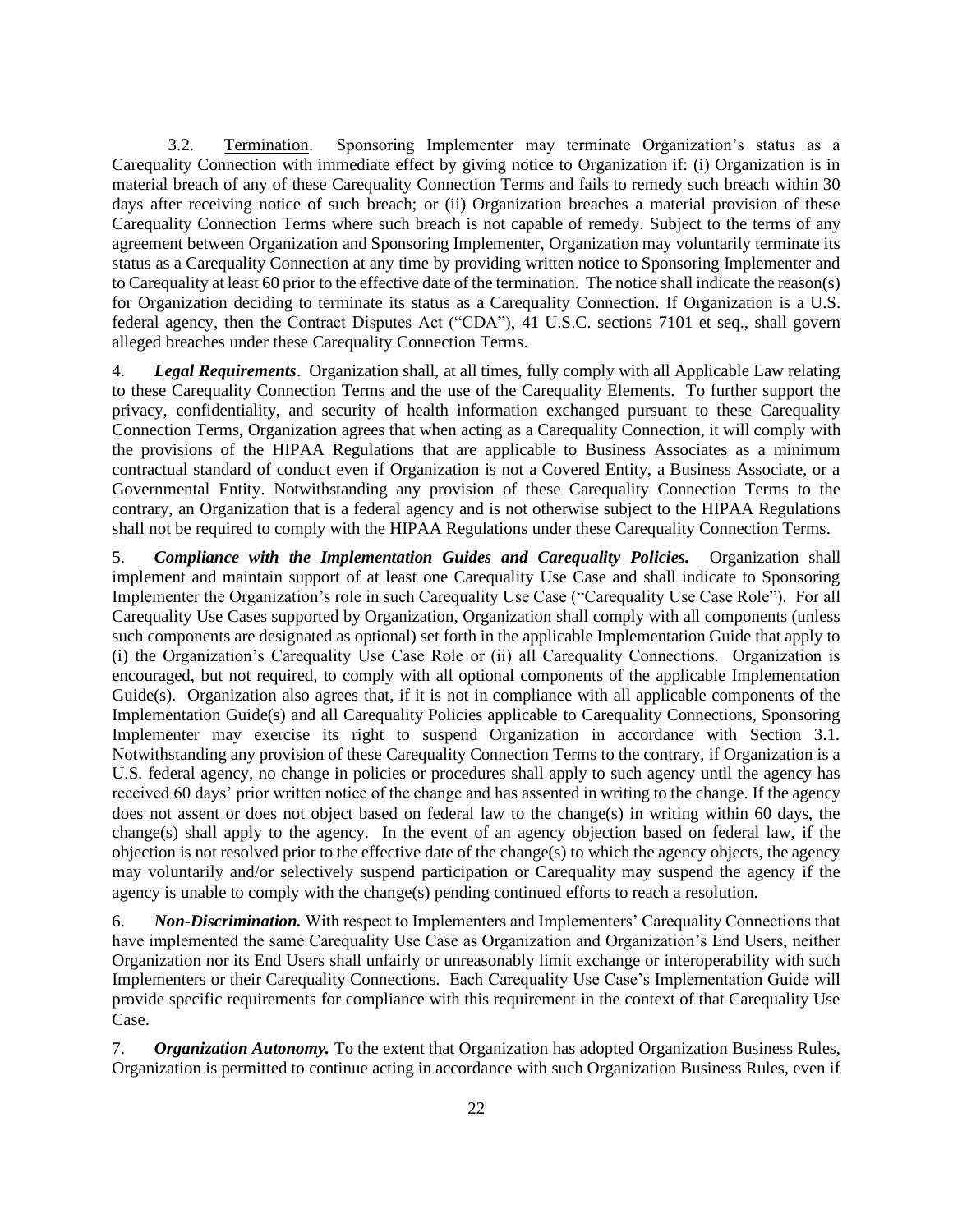3.2. Termination. Sponsoring Implementer may terminate Organization's status as a Carequality Connection with immediate effect by giving notice to Organization if: (i) Organization is in material breach of any of these Carequality Connection Terms and fails to remedy such breach within 30 days after receiving notice of such breach; or (ii) Organization breaches a material provision of these Carequality Connection Terms where such breach is not capable of remedy. Subject to the terms of any agreement between Organization and Sponsoring Implementer, Organization may voluntarily terminate its status as a Carequality Connection at any time by providing written notice to Sponsoring Implementer and to Carequality at least 60 prior to the effective date of the termination. The notice shall indicate the reason(s) for Organization deciding to terminate its status as a Carequality Connection. If Organization is a U.S. federal agency, then the Contract Disputes Act ("CDA"), 41 U.S.C. sections 7101 et seq., shall govern alleged breaches under these Carequality Connection Terms.

4. ***Legal Requirements***. Organization shall, at all times, fully comply with all Applicable Law relating to these Carequality Connection Terms and the use of the Carequality Elements. To further support the privacy, confidentiality, and security of health information exchanged pursuant to these Carequality Connection Terms, Organization agrees that when acting as a Carequality Connection, it will comply with the provisions of the HIPAA Regulations that are applicable to Business Associates as a minimum contractual standard of conduct even if Organization is not a Covered Entity, a Business Associate, or a Governmental Entity. Notwithstanding any provision of these Carequality Connection Terms to the contrary, an Organization that is a federal agency and is not otherwise subject to the HIPAA Regulations shall not be required to comply with the HIPAA Regulations under these Carequality Connection Terms.

5. ***Compliance with the Implementation Guides and Carequality Policies.*** Organization shall implement and maintain support of at least one Carequality Use Case and shall indicate to Sponsoring Implementer the Organization's role in such Carequality Use Case ("Carequality Use Case Role"). For all Carequality Use Cases supported by Organization, Organization shall comply with all components (unless such components are designated as optional) set forth in the applicable Implementation Guide that apply to (i) the Organization's Carequality Use Case Role or (ii) all Carequality Connections. Organization is encouraged, but not required, to comply with all optional components of the applicable Implementation Guide(s). Organization also agrees that, if it is not in compliance with all applicable components of the Implementation Guide(s) and all Carequality Policies applicable to Carequality Connections, Sponsoring Implementer may exercise its right to suspend Organization in accordance with Section 3.1. Notwithstanding any provision of these Carequality Connection Terms to the contrary, if Organization is a U.S. federal agency, no change in policies or procedures shall apply to such agency until the agency has received 60 days' prior written notice of the change and has assented in writing to the change. If the agency does not assent or does not object based on federal law to the change(s) in writing within 60 days, the change(s) shall apply to the agency. In the event of an agency objection based on federal law, if the objection is not resolved prior to the effective date of the change(s) to which the agency objects, the agency may voluntarily and/or selectively suspend participation or Carequality may suspend the agency if the agency is unable to comply with the change(s) pending continued efforts to reach a resolution.

6. ***Non-Discrimination.*** With respect to Implementers and Implementers' Carequality Connections that have implemented the same Carequality Use Case as Organization and Organization's End Users, neither Organization nor its End Users shall unfairly or unreasonably limit exchange or interoperability with such Implementers or their Carequality Connections. Each Carequality Use Case's Implementation Guide will provide specific requirements for compliance with this requirement in the context of that Carequality Use Case.

7. ***Organization Autonomy.*** To the extent that Organization has adopted Organization Business Rules, Organization is permitted to continue acting in accordance with such Organization Business Rules, even if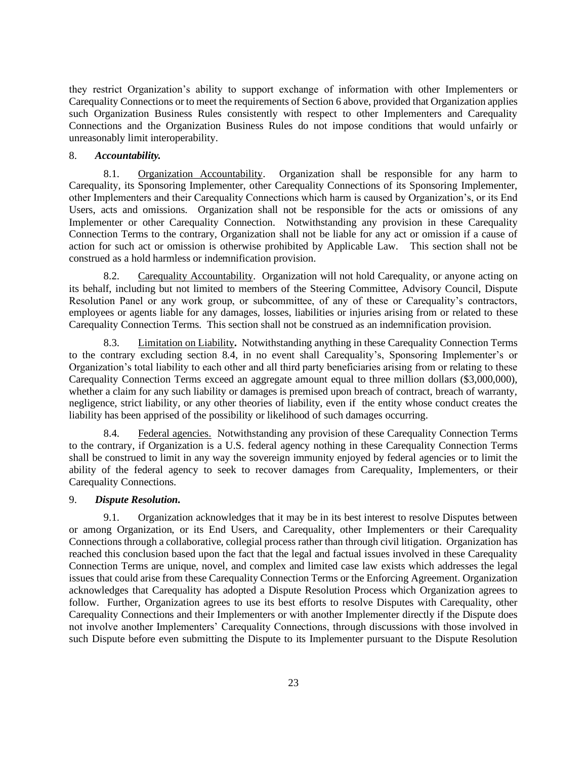they restrict Organization's ability to support exchange of information with other Implementers or Carequality Connections or to meet the requirements of Section 6 above, provided that Organization applies such Organization Business Rules consistently with respect to other Implementers and Carequality Connections and the Organization Business Rules do not impose conditions that would unfairly or unreasonably limit interoperability.

8. ***Accountability.***

8.1. Organization Accountability. Organization shall be responsible for any harm to Carequality, its Sponsoring Implementer, other Carequality Connections of its Sponsoring Implementer, other Implementers and their Carequality Connections which harm is caused by Organization's, or its End Users, acts and omissions. Organization shall not be responsible for the acts or omissions of any Implementer or other Carequality Connection. Notwithstanding any provision in these Carequality Connection Terms to the contrary, Organization shall not be liable for any act or omission if a cause of action for such act or omission is otherwise prohibited by Applicable Law. This section shall not be construed as a hold harmless or indemnification provision.

8.2. Carequality Accountability. Organization will not hold Carequality, or anyone acting on its behalf, including but not limited to members of the Steering Committee, Advisory Council, Dispute Resolution Panel or any work group, or subcommittee, of any of these or Carequality's contractors, employees or agents liable for any damages, losses, liabilities or injuries arising from or related to these Carequality Connection Terms. This section shall not be construed as an indemnification provision.

8.3. Limitation on Liability**.** Notwithstanding anything in these Carequality Connection Terms to the contrary excluding section 8.4, in no event shall Carequality's, Sponsoring Implementer's or Organization's total liability to each other and all third party beneficiaries arising from or relating to these Carequality Connection Terms exceed an aggregate amount equal to three million dollars ($3,000,000), whether a claim for any such liability or damages is premised upon breach of contract, breach of warranty, negligence, strict liability, or any other theories of liability, even if the entity whose conduct creates the liability has been apprised of the possibility or likelihood of such damages occurring.

8.4. Federal agencies. Notwithstanding any provision of these Carequality Connection Terms to the contrary, if Organization is a U.S. federal agency nothing in these Carequality Connection Terms shall be construed to limit in any way the sovereign immunity enjoyed by federal agencies or to limit the ability of the federal agency to seek to recover damages from Carequality, Implementers, or their Carequality Connections.

9. ***Dispute Resolution.***

9.1. Organization acknowledges that it may be in its best interest to resolve Disputes between or among Organization, or its End Users, and Carequality, other Implementers or their Carequality Connections through a collaborative, collegial process rather than through civil litigation. Organization has reached this conclusion based upon the fact that the legal and factual issues involved in these Carequality Connection Terms are unique, novel, and complex and limited case law exists which addresses the legal issues that could arise from these Carequality Connection Terms or the Enforcing Agreement. Organization acknowledges that Carequality has adopted a Dispute Resolution Process which Organization agrees to follow. Further, Organization agrees to use its best efforts to resolve Disputes with Carequality, other Carequality Connections and their Implementers or with another Implementer directly if the Dispute does not involve another Implementers' Carequality Connections, through discussions with those involved in such Dispute before even submitting the Dispute to its Implementer pursuant to the Dispute Resolution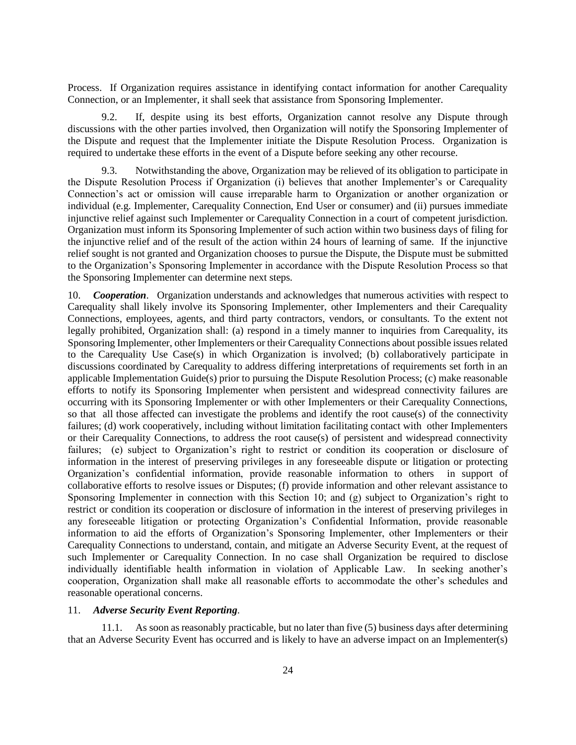Process. If Organization requires assistance in identifying contact information for another Carequality Connection, or an Implementer, it shall seek that assistance from Sponsoring Implementer.

9.2. If, despite using its best efforts, Organization cannot resolve any Dispute through discussions with the other parties involved, then Organization will notify the Sponsoring Implementer of the Dispute and request that the Implementer initiate the Dispute Resolution Process. Organization is required to undertake these efforts in the event of a Dispute before seeking any other recourse.

9.3. Notwithstanding the above, Organization may be relieved of its obligation to participate in the Dispute Resolution Process if Organization (i) believes that another Implementer's or Carequality Connection's act or omission will cause irreparable harm to Organization or another organization or individual (e.g. Implementer, Carequality Connection, End User or consumer) and (ii) pursues immediate injunctive relief against such Implementer or Carequality Connection in a court of competent jurisdiction. Organization must inform its Sponsoring Implementer of such action within two business days of filing for the injunctive relief and of the result of the action within 24 hours of learning of same. If the injunctive relief sought is not granted and Organization chooses to pursue the Dispute, the Dispute must be submitted to the Organization's Sponsoring Implementer in accordance with the Dispute Resolution Process so that the Sponsoring Implementer can determine next steps.

10. ***Cooperation***. Organization understands and acknowledges that numerous activities with respect to Carequality shall likely involve its Sponsoring Implementer, other Implementers and their Carequality Connections, employees, agents, and third party contractors, vendors, or consultants. To the extent not legally prohibited, Organization shall: (a) respond in a timely manner to inquiries from Carequality, its Sponsoring Implementer, other Implementers or their Carequality Connections about possible issues related to the Carequality Use Case(s) in which Organization is involved; (b) collaboratively participate in discussions coordinated by Carequality to address differing interpretations of requirements set forth in an applicable Implementation Guide(s) prior to pursuing the Dispute Resolution Process; (c) make reasonable efforts to notify its Sponsoring Implementer when persistent and widespread connectivity failures are occurring with its Sponsoring Implementer or with other Implementers or their Carequality Connections, so that all those affected can investigate the problems and identify the root cause(s) of the connectivity failures; (d) work cooperatively, including without limitation facilitating contact with other Implementers or their Carequality Connections, to address the root cause(s) of persistent and widespread connectivity failures; (e) subject to Organization's right to restrict or condition its cooperation or disclosure of information in the interest of preserving privileges in any foreseeable dispute or litigation or protecting Organization's confidential information, provide reasonable information to others in support of collaborative efforts to resolve issues or Disputes; (f) provide information and other relevant assistance to Sponsoring Implementer in connection with this Section 10; and (g) subject to Organization's right to restrict or condition its cooperation or disclosure of information in the interest of preserving privileges in any foreseeable litigation or protecting Organization's Confidential Information, provide reasonable information to aid the efforts of Organization's Sponsoring Implementer, other Implementers or their Carequality Connections to understand, contain, and mitigate an Adverse Security Event, at the request of such Implementer or Carequality Connection. In no case shall Organization be required to disclose individually identifiable health information in violation of Applicable Law. In seeking another's cooperation, Organization shall make all reasonable efforts to accommodate the other's schedules and reasonable operational concerns.

11. ***Adverse Security Event Reporting***.

11.1. As soon as reasonably practicable, but no later than five (5) business days after determining that an Adverse Security Event has occurred and is likely to have an adverse impact on an Implementer(s)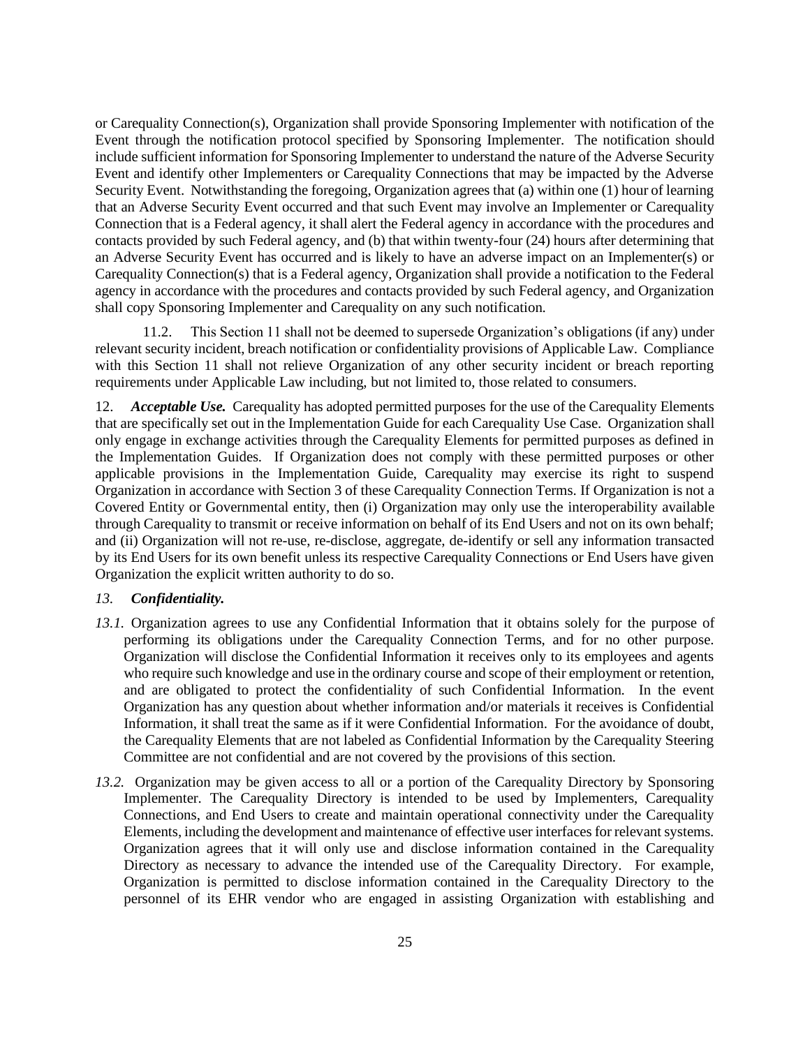or Carequality Connection(s), Organization shall provide Sponsoring Implementer with notification of the Event through the notification protocol specified by Sponsoring Implementer. The notification should include sufficient information for Sponsoring Implementer to understand the nature of the Adverse Security Event and identify other Implementers or Carequality Connections that may be impacted by the Adverse Security Event. Notwithstanding the foregoing, Organization agrees that (a) within one (1) hour of learning that an Adverse Security Event occurred and that such Event may involve an Implementer or Carequality Connection that is a Federal agency, it shall alert the Federal agency in accordance with the procedures and contacts provided by such Federal agency, and (b) that within twenty-four (24) hours after determining that an Adverse Security Event has occurred and is likely to have an adverse impact on an Implementer(s) or Carequality Connection(s) that is a Federal agency, Organization shall provide a notification to the Federal agency in accordance with the procedures and contacts provided by such Federal agency, and Organization shall copy Sponsoring Implementer and Carequality on any such notification.

11.2. This Section 11 shall not be deemed to supersede Organization's obligations (if any) under relevant security incident, breach notification or confidentiality provisions of Applicable Law. Compliance with this Section 11 shall not relieve Organization of any other security incident or breach reporting requirements under Applicable Law including, but not limited to, those related to consumers.

12. ***Acceptable Use.*** Carequality has adopted permitted purposes for the use of the Carequality Elements that are specifically set out in the Implementation Guide for each Carequality Use Case. Organization shall only engage in exchange activities through the Carequality Elements for permitted purposes as defined in the Implementation Guides. If Organization does not comply with these permitted purposes or other applicable provisions in the Implementation Guide, Carequality may exercise its right to suspend Organization in accordance with Section 3 of these Carequality Connection Terms. If Organization is not a Covered Entity or Governmental entity, then (i) Organization may only use the interoperability available through Carequality to transmit or receive information on behalf of its End Users and not on its own behalf; and (ii) Organization will not re-use, re-disclose, aggregate, de-identify or sell any information transacted by its End Users for its own benefit unless its respective Carequality Connections or End Users have given Organization the explicit written authority to do so.

*13.* ***Confidentiality.***

*13.1.* Organization agrees to use any Confidential Information that it obtains solely for the purpose of performing its obligations under the Carequality Connection Terms, and for no other purpose. Organization will disclose the Confidential Information it receives only to its employees and agents who require such knowledge and use in the ordinary course and scope of their employment or retention, and are obligated to protect the confidentiality of such Confidential Information. In the event Organization has any question about whether information and/or materials it receives is Confidential Information, it shall treat the same as if it were Confidential Information. For the avoidance of doubt, the Carequality Elements that are not labeled as Confidential Information by the Carequality Steering Committee are not confidential and are not covered by the provisions of this section.

*13.2.* Organization may be given access to all or a portion of the Carequality Directory by Sponsoring Implementer. The Carequality Directory is intended to be used by Implementers, Carequality Connections, and End Users to create and maintain operational connectivity under the Carequality Elements, including the development and maintenance of effective user interfaces for relevant systems. Organization agrees that it will only use and disclose information contained in the Carequality Directory as necessary to advance the intended use of the Carequality Directory. For example, Organization is permitted to disclose information contained in the Carequality Directory to the personnel of its EHR vendor who are engaged in assisting Organization with establishing and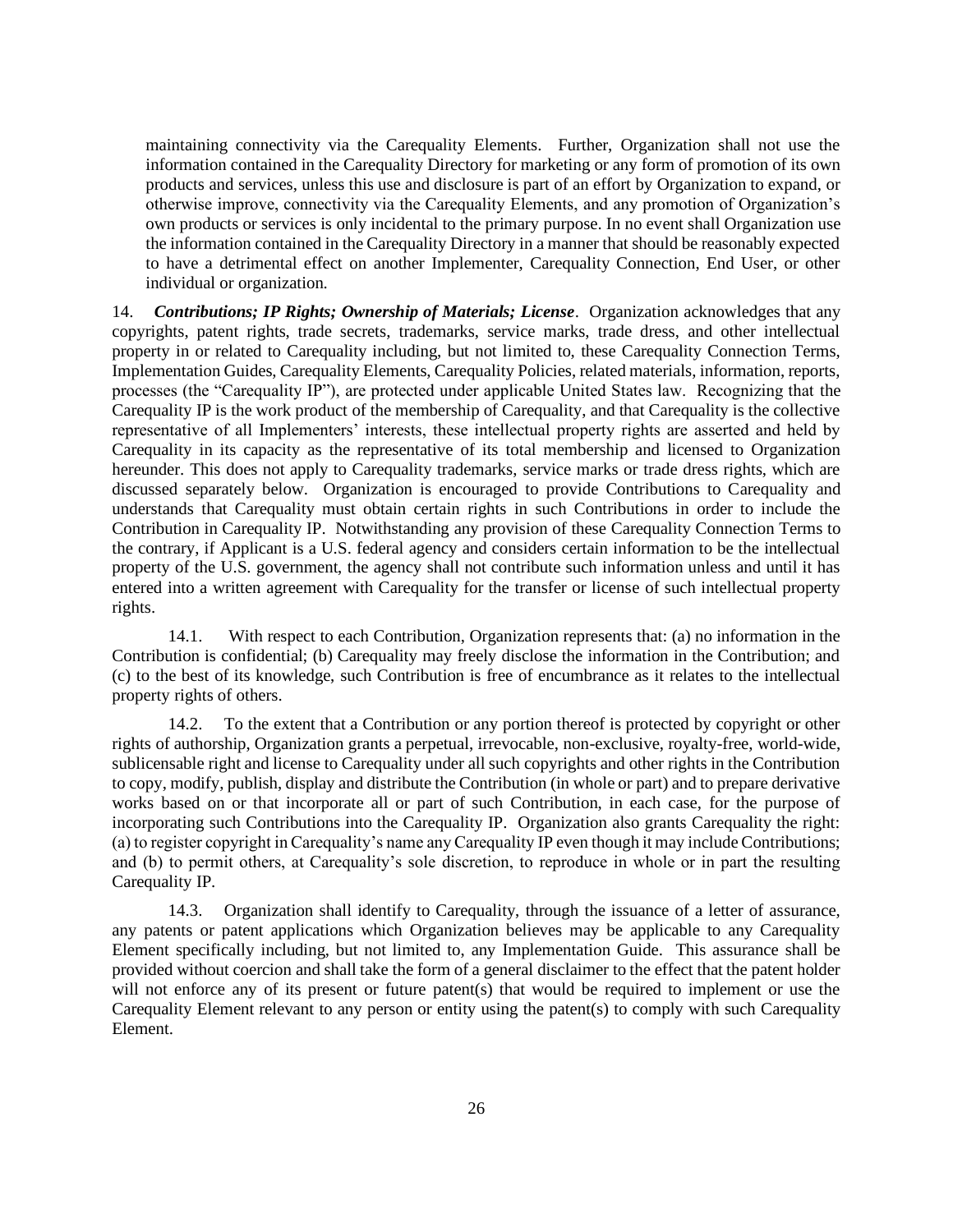maintaining connectivity via the Carequality Elements. Further, Organization shall not use the information contained in the Carequality Directory for marketing or any form of promotion of its own products and services, unless this use and disclosure is part of an effort by Organization to expand, or otherwise improve, connectivity via the Carequality Elements, and any promotion of Organization's own products or services is only incidental to the primary purpose. In no event shall Organization use the information contained in the Carequality Directory in a manner that should be reasonably expected to have a detrimental effect on another Implementer, Carequality Connection, End User, or other individual or organization.

14. ***Contributions; IP Rights; Ownership of Materials; License***. Organization acknowledges that any copyrights, patent rights, trade secrets, trademarks, service marks, trade dress, and other intellectual property in or related to Carequality including, but not limited to, these Carequality Connection Terms, Implementation Guides, Carequality Elements, Carequality Policies, related materials, information, reports, processes (the "Carequality IP"), are protected under applicable United States law. Recognizing that the Carequality IP is the work product of the membership of Carequality, and that Carequality is the collective representative of all Implementers' interests, these intellectual property rights are asserted and held by Carequality in its capacity as the representative of its total membership and licensed to Organization hereunder. This does not apply to Carequality trademarks, service marks or trade dress rights, which are discussed separately below. Organization is encouraged to provide Contributions to Carequality and understands that Carequality must obtain certain rights in such Contributions in order to include the Contribution in Carequality IP. Notwithstanding any provision of these Carequality Connection Terms to the contrary, if Applicant is a U.S. federal agency and considers certain information to be the intellectual property of the U.S. government, the agency shall not contribute such information unless and until it has entered into a written agreement with Carequality for the transfer or license of such intellectual property rights.

14.1. With respect to each Contribution, Organization represents that: (a) no information in the Contribution is confidential; (b) Carequality may freely disclose the information in the Contribution; and (c) to the best of its knowledge, such Contribution is free of encumbrance as it relates to the intellectual property rights of others.

14.2. To the extent that a Contribution or any portion thereof is protected by copyright or other rights of authorship, Organization grants a perpetual, irrevocable, non-exclusive, royalty-free, world-wide, sublicensable right and license to Carequality under all such copyrights and other rights in the Contribution to copy, modify, publish, display and distribute the Contribution (in whole or part) and to prepare derivative works based on or that incorporate all or part of such Contribution, in each case, for the purpose of incorporating such Contributions into the Carequality IP. Organization also grants Carequality the right: (a) to register copyright in Carequality's name any Carequality IP even though it may include Contributions; and (b) to permit others, at Carequality's sole discretion, to reproduce in whole or in part the resulting Carequality IP.

14.3. Organization shall identify to Carequality, through the issuance of a letter of assurance, any patents or patent applications which Organization believes may be applicable to any Carequality Element specifically including, but not limited to, any Implementation Guide. This assurance shall be provided without coercion and shall take the form of a general disclaimer to the effect that the patent holder will not enforce any of its present or future patent(s) that would be required to implement or use the Carequality Element relevant to any person or entity using the patent(s) to comply with such Carequality Element.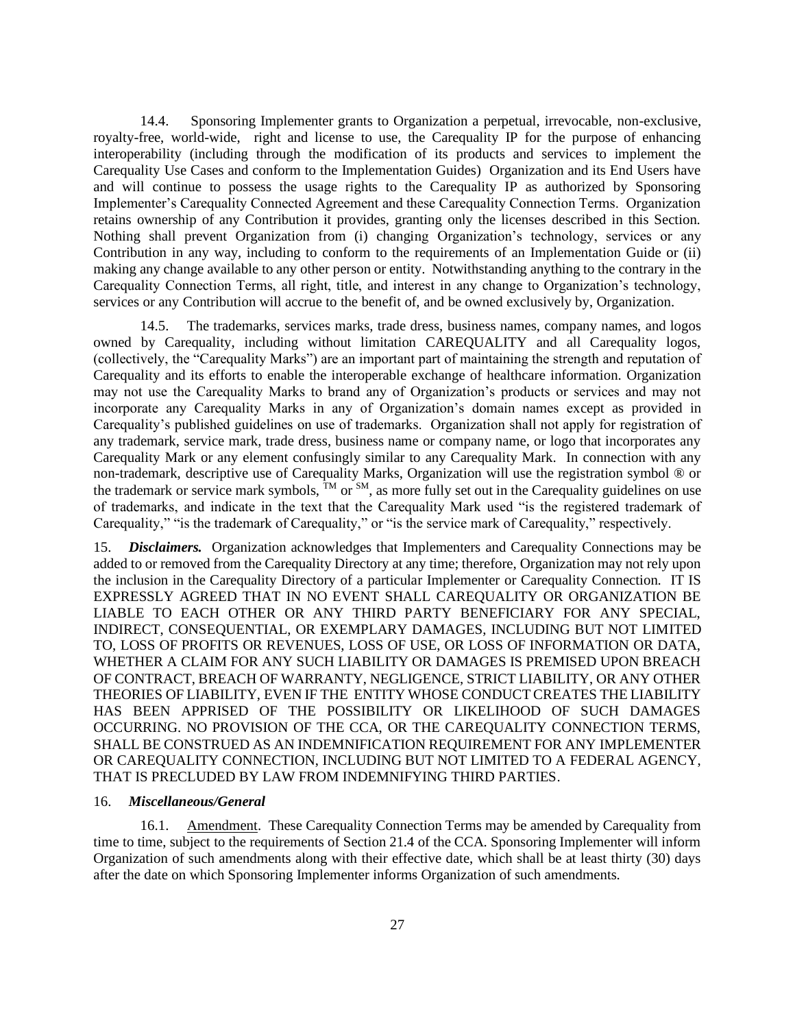14.4. Sponsoring Implementer grants to Organization a perpetual, irrevocable, non-exclusive, royalty-free, world-wide, right and license to use, the Carequality IP for the purpose of enhancing interoperability (including through the modification of its products and services to implement the Carequality Use Cases and conform to the Implementation Guides) Organization and its End Users have and will continue to possess the usage rights to the Carequality IP as authorized by Sponsoring Implementer's Carequality Connected Agreement and these Carequality Connection Terms. Organization retains ownership of any Contribution it provides, granting only the licenses described in this Section. Nothing shall prevent Organization from (i) changing Organization's technology, services or any Contribution in any way, including to conform to the requirements of an Implementation Guide or (ii) making any change available to any other person or entity. Notwithstanding anything to the contrary in the Carequality Connection Terms, all right, title, and interest in any change to Organization's technology, services or any Contribution will accrue to the benefit of, and be owned exclusively by, Organization.

14.5. The trademarks, services marks, trade dress, business names, company names, and logos owned by Carequality, including without limitation CAREQUALITY and all Carequality logos, (collectively, the "Carequality Marks") are an important part of maintaining the strength and reputation of Carequality and its efforts to enable the interoperable exchange of healthcare information. Organization may not use the Carequality Marks to brand any of Organization's products or services and may not incorporate any Carequality Marks in any of Organization's domain names except as provided in Carequality's published guidelines on use of trademarks. Organization shall not apply for registration of any trademark, service mark, trade dress, business name or company name, or logo that incorporates any Carequality Mark or any element confusingly similar to any Carequality Mark. In connection with any non-trademark, descriptive use of Carequality Marks, Organization will use the registration symbol ® or the trademark or service mark symbols, ™ or ℠, as more fully set out in the Carequality guidelines on use of trademarks, and indicate in the text that the Carequality Mark used "is the registered trademark of Carequality," "is the trademark of Carequality," or "is the service mark of Carequality," respectively.

15. ***Disclaimers.*** Organization acknowledges that Implementers and Carequality Connections may be added to or removed from the Carequality Directory at any time; therefore, Organization may not rely upon the inclusion in the Carequality Directory of a particular Implementer or Carequality Connection. IT IS EXPRESSLY AGREED THAT IN NO EVENT SHALL CAREQUALITY OR ORGANIZATION BE LIABLE TO EACH OTHER OR ANY THIRD PARTY BENEFICIARY FOR ANY SPECIAL, INDIRECT, CONSEQUENTIAL, OR EXEMPLARY DAMAGES, INCLUDING BUT NOT LIMITED TO, LOSS OF PROFITS OR REVENUES, LOSS OF USE, OR LOSS OF INFORMATION OR DATA, WHETHER A CLAIM FOR ANY SUCH LIABILITY OR DAMAGES IS PREMISED UPON BREACH OF CONTRACT, BREACH OF WARRANTY, NEGLIGENCE, STRICT LIABILITY, OR ANY OTHER THEORIES OF LIABILITY, EVEN IF THE ENTITY WHOSE CONDUCT CREATES THE LIABILITY HAS BEEN APPRISED OF THE POSSIBILITY OR LIKELIHOOD OF SUCH DAMAGES OCCURRING. NO PROVISION OF THE CCA, OR THE CAREQUALITY CONNECTION TERMS, SHALL BE CONSTRUED AS AN INDEMNIFICATION REQUIREMENT FOR ANY IMPLEMENTER OR CAREQUALITY CONNECTION, INCLUDING BUT NOT LIMITED TO A FEDERAL AGENCY, THAT IS PRECLUDED BY LAW FROM INDEMNIFYING THIRD PARTIES.

16. ***Miscellaneous/General***

16.1. Amendment. These Carequality Connection Terms may be amended by Carequality from time to time, subject to the requirements of Section 21.4 of the CCA. Sponsoring Implementer will inform Organization of such amendments along with their effective date, which shall be at least thirty (30) days after the date on which Sponsoring Implementer informs Organization of such amendments.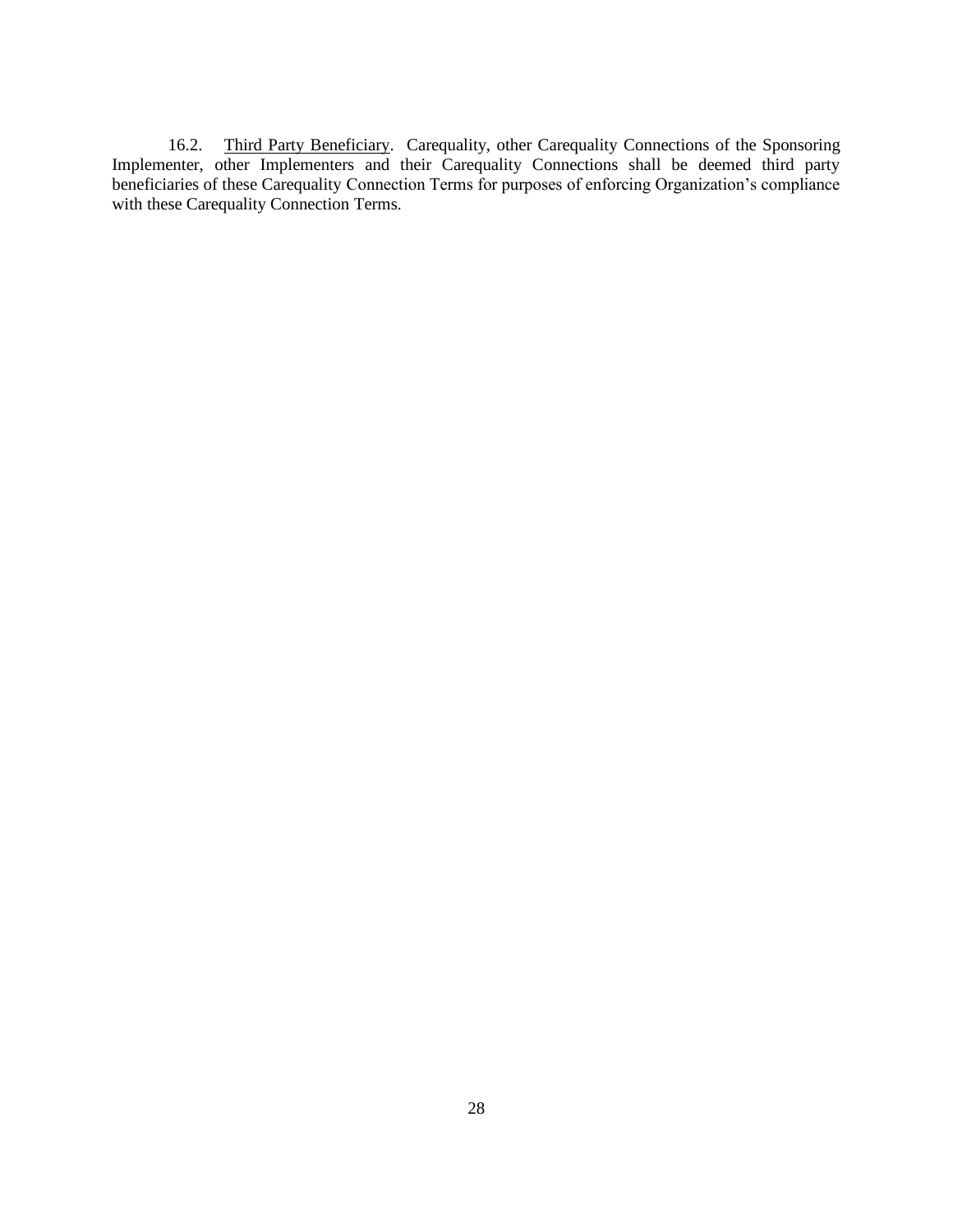16.2. Third Party Beneficiary. Carequality, other Carequality Connections of the Sponsoring Implementer, other Implementers and their Carequality Connections shall be deemed third party beneficiaries of these Carequality Connection Terms for purposes of enforcing Organization's compliance with these Carequality Connection Terms.